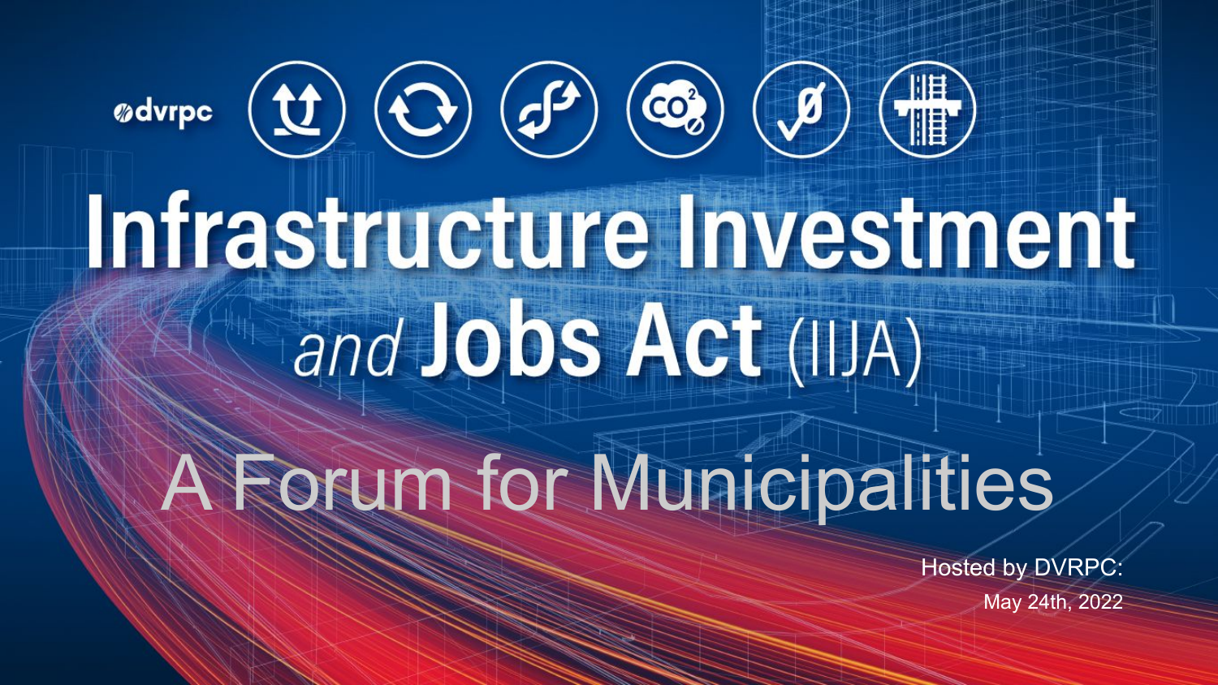dvrpc

# Infrastructure Investment and Jobs Act (IIJA)

## A Forum for Municipalities

Hosted by DVRPC:
May 24th, 2022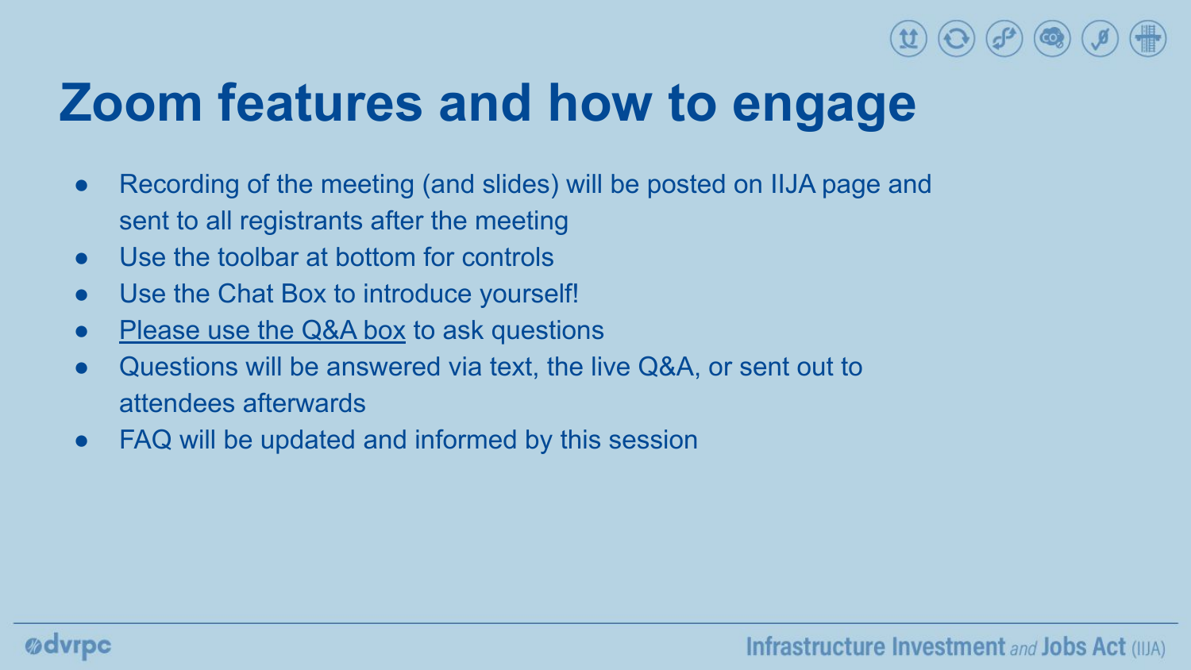# Zoom features and how to engage

- Recording of the meeting (and slides) will be posted on IIJA page and sent to all registrants after the meeting
- Use the toolbar at bottom for controls
- Use the Chat Box to introduce yourself!
- Please use the Q&A box to ask questions
- Questions will be answered via text, the live Q&A, or sent out to attendees afterwards
- FAQ will be updated and informed by this session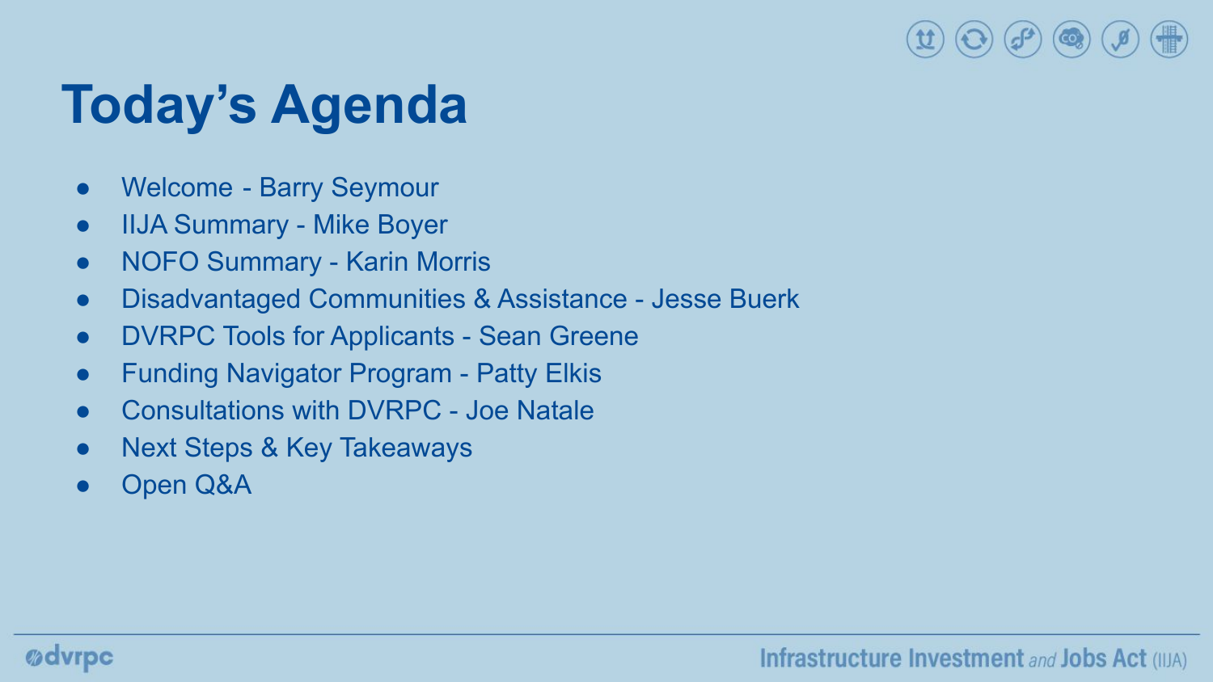# Today's Agenda

- Welcome - Barry Seymour
- IIJA Summary - Mike Boyer
- NOFO Summary - Karin Morris
- Disadvantaged Communities & Assistance - Jesse Buerk
- DVRPC Tools for Applicants - Sean Greene
- Funding Navigator Program - Patty Elkis
- Consultations with DVRPC - Joe Natale
- Next Steps & Key Takeaways
- Open Q&A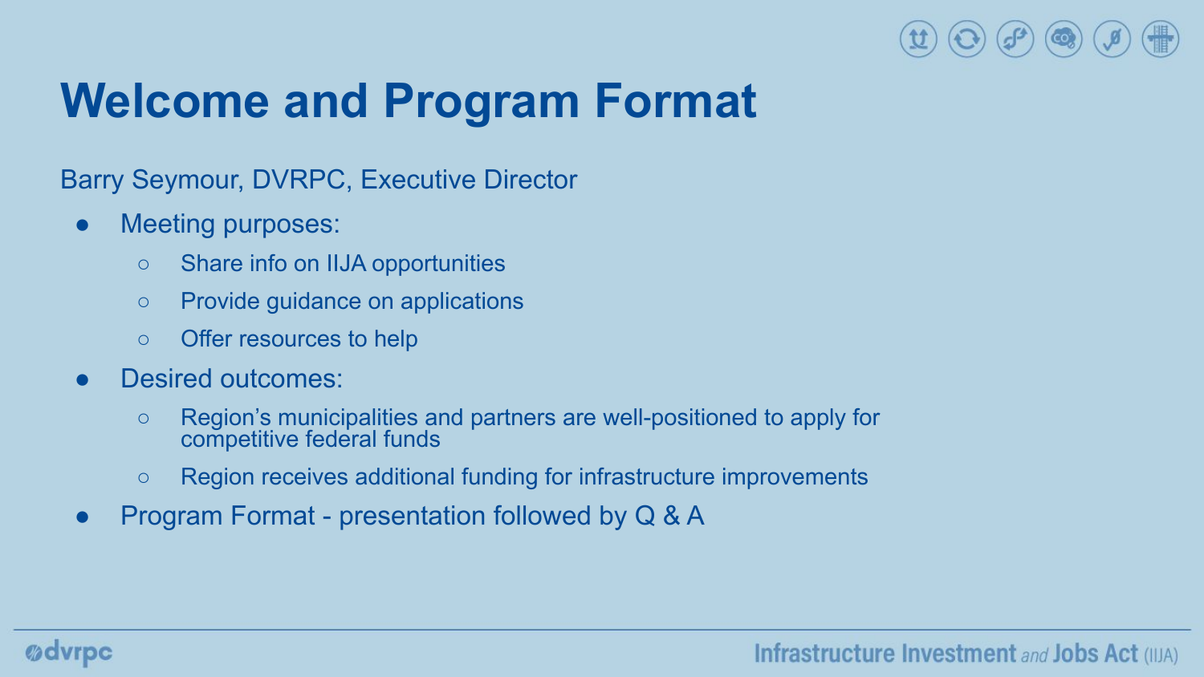# Welcome and Program Format

Barry Seymour, DVRPC, Executive Director

- Meeting purposes:
  - Share info on IIJA opportunities
  - Provide guidance on applications
  - Offer resources to help
- Desired outcomes:
  - Region's municipalities and partners are well-positioned to apply for competitive federal funds
  - Region receives additional funding for infrastructure improvements
- Program Format - presentation followed by Q & A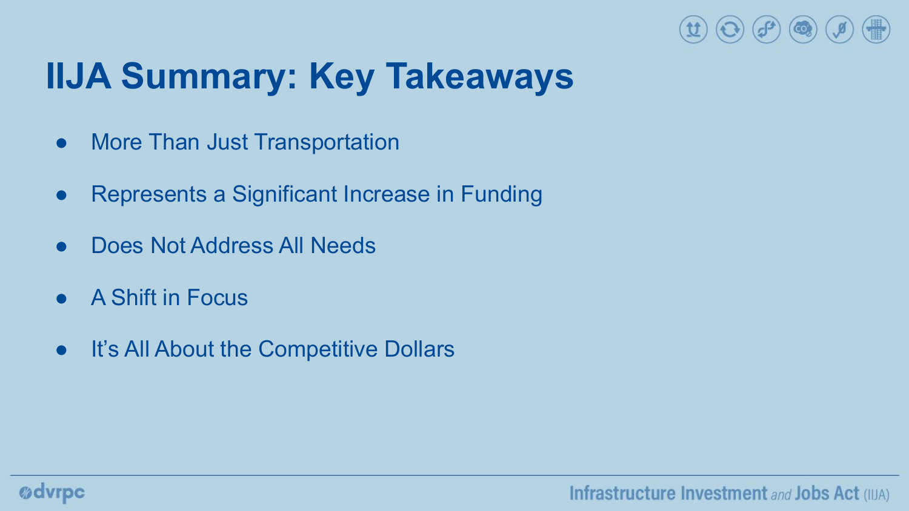# IIJA Summary: Key Takeaways

- More Than Just Transportation
- Represents a Significant Increase in Funding
- Does Not Address All Needs
- A Shift in Focus
- It's All About the Competitive Dollars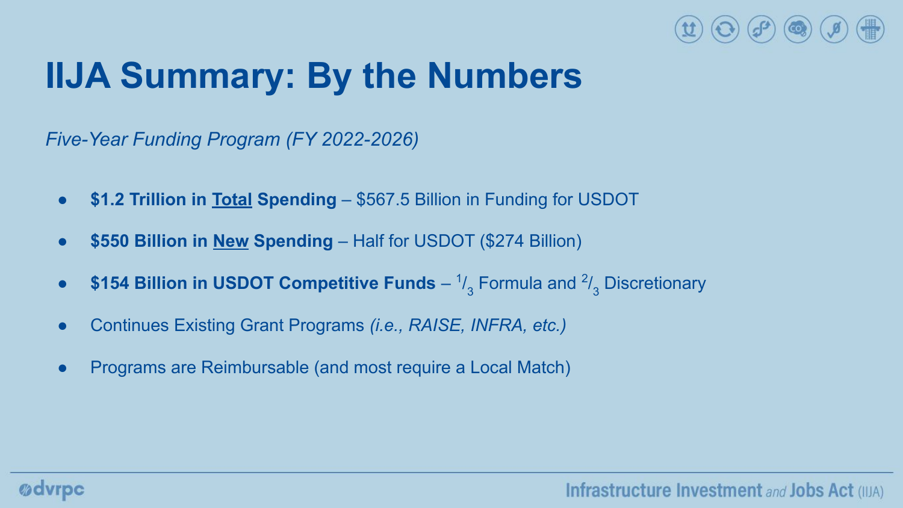# IIJA Summary: By the Numbers

*Five-Year Funding Program (FY 2022-2026)*

- **$1.2 Trillion in <u>Total</u> Spending** – $567.5 Billion in Funding for USDOT
- **$550 Billion in <u>New</u> Spending** – Half for USDOT ($274 Billion)
- **$154 Billion in USDOT Competitive Funds** – $^{1}/_{3}$ Formula and $^{2}/_{3}$ Discretionary
- Continues Existing Grant Programs *(i.e., RAISE, INFRA, etc.)*
- Programs are Reimbursable (and most require a Local Match)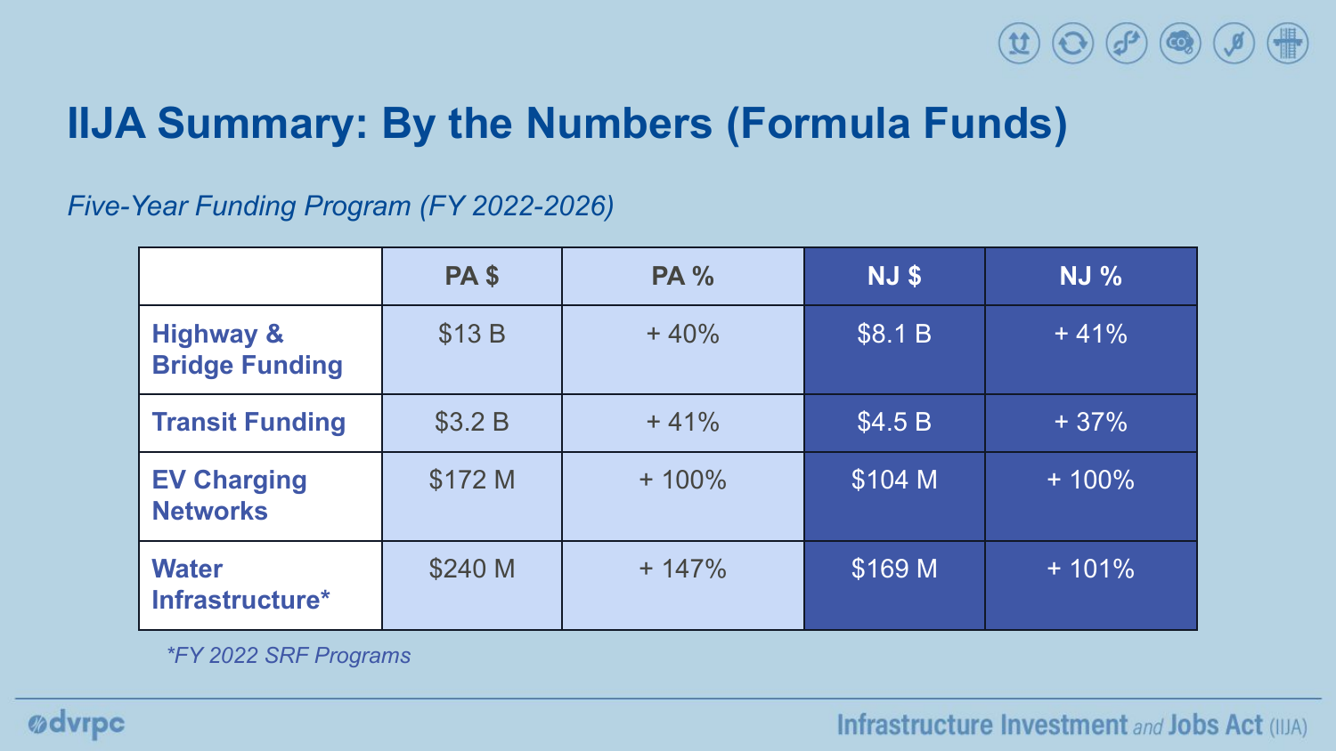# IIJA Summary: By the Numbers (Formula Funds)

*Five-Year Funding Program (FY 2022-2026)*

| | PA $ | PA % | NJ $ | NJ % |
|---|---|---|---|---|
| **Highway & Bridge Funding** | $13 B | + 40% | $8.1 B | + 41% |
| **Transit Funding** | $3.2 B | + 41% | $4.5 B | + 37% |
| **EV Charging Networks** | $172 M | + 100% | $104 M | + 100% |
| **Water Infrastructure*** | $240 M | + 147% | $169 M | + 101% |

*FY 2022 SRF Programs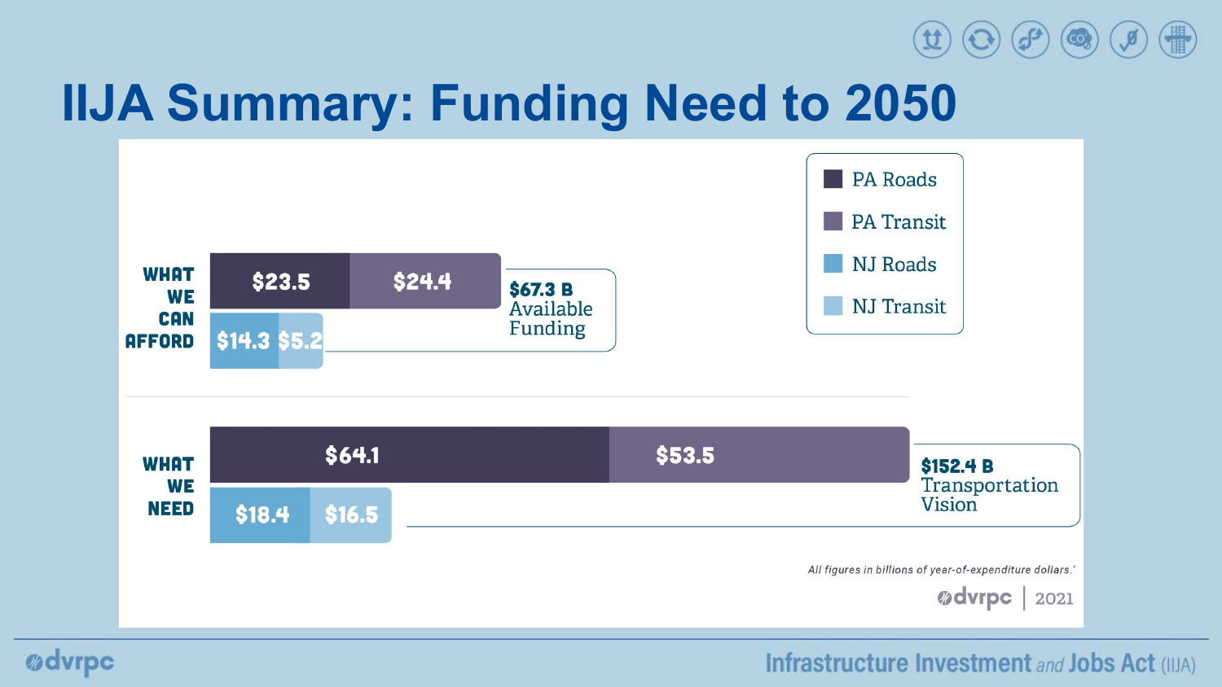# IIJA Summary: Funding Need to 2050

| | PA Roads | PA Transit | NJ Roads | NJ Transit | Total |
|---|---|---|---|---|---|
| WHAT WE CAN AFFORD | $23.5 | $24.4 | $14.3 | $5.2 | $67.3 B Available Funding |
| WHAT WE NEED | $64.1 | $53.5 | $18.4 | $16.5 | $152.4 B Transportation Vision |

*All figures in billions of year-of-expenditure dollars.'*

dvrpc | 2021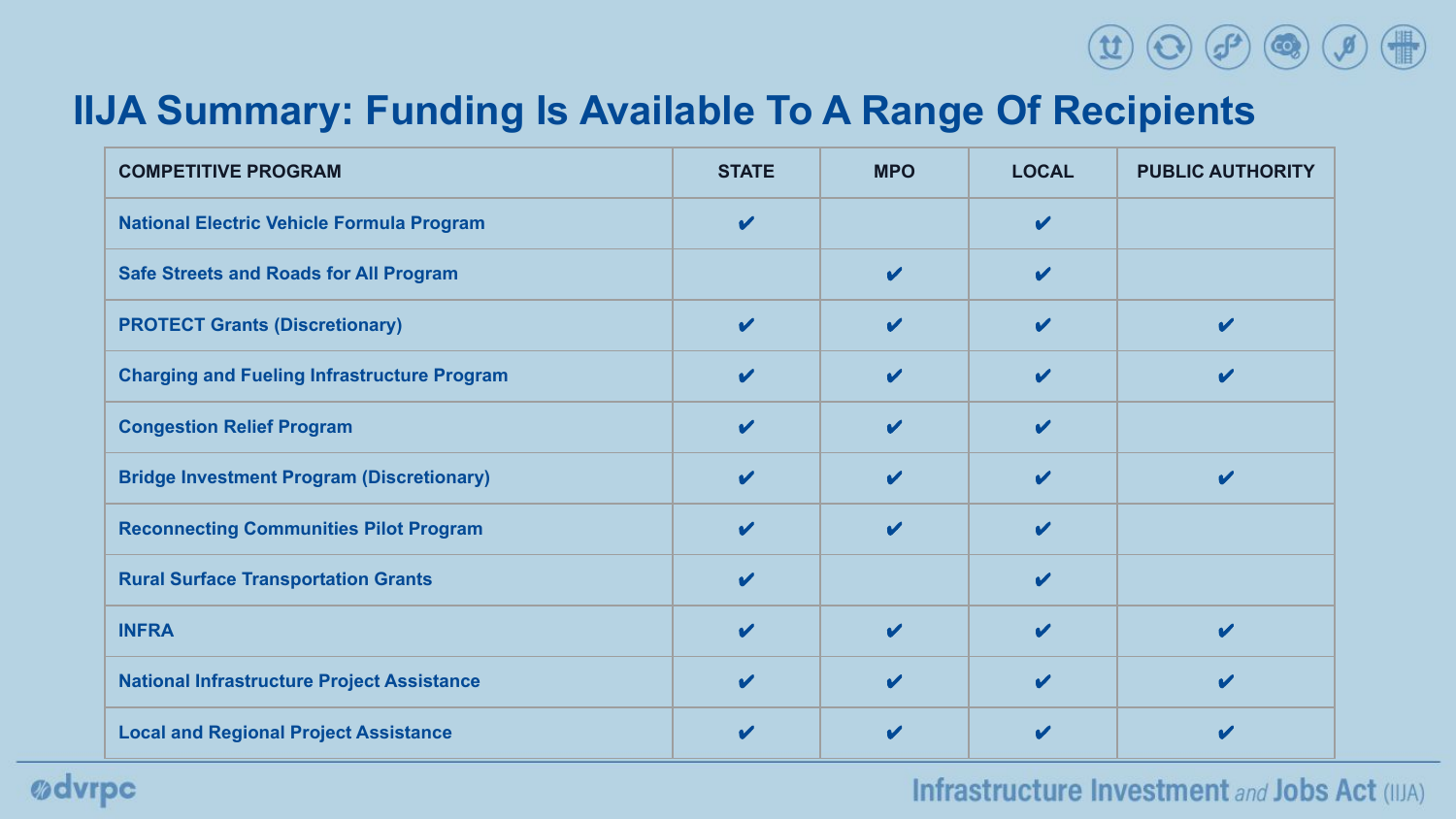# IIJA Summary: Funding Is Available To A Range Of Recipients

| COMPETITIVE PROGRAM | STATE | MPO | LOCAL | PUBLIC AUTHORITY |
|---|---|---|---|---|
| National Electric Vehicle Formula Program | ✔ | | ✔ | |
| Safe Streets and Roads for All Program | | ✔ | ✔ | |
| PROTECT Grants (Discretionary) | ✔ | ✔ | ✔ | ✔ |
| Charging and Fueling Infrastructure Program | ✔ | ✔ | ✔ | ✔ |
| Congestion Relief Program | ✔ | ✔ | ✔ | |
| Bridge Investment Program (Discretionary) | ✔ | ✔ | ✔ | ✔ |
| Reconnecting Communities Pilot Program | ✔ | ✔ | ✔ | |
| Rural Surface Transportation Grants | ✔ | | ✔ | |
| INFRA | ✔ | ✔ | ✔ | ✔ |
| National Infrastructure Project Assistance | ✔ | ✔ | ✔ | ✔ |
| Local and Regional Project Assistance | ✔ | ✔ | ✔ | ✔ |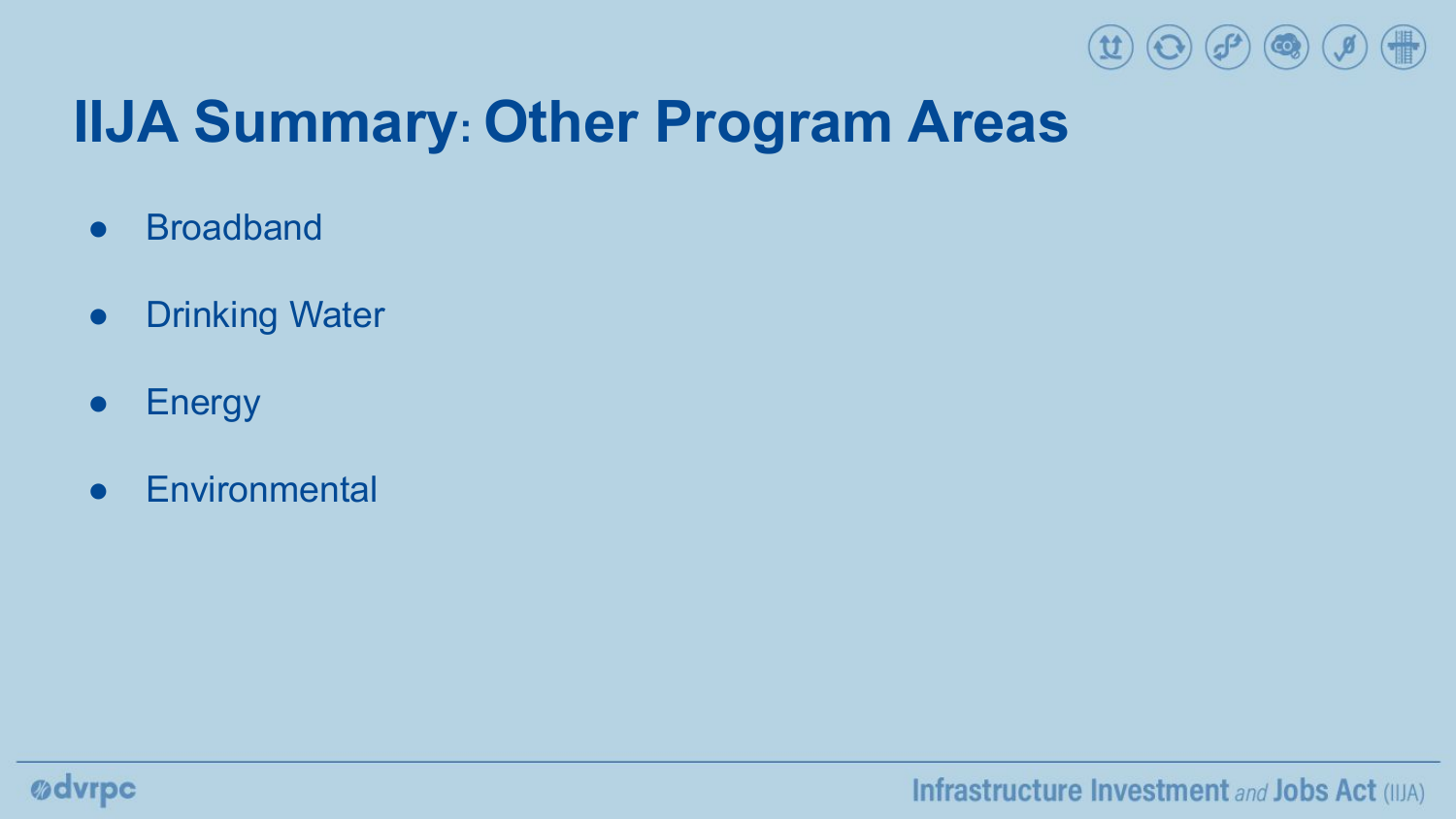# IIJA Summary: Other Program Areas

- Broadband
- Drinking Water
- Energy
- Environmental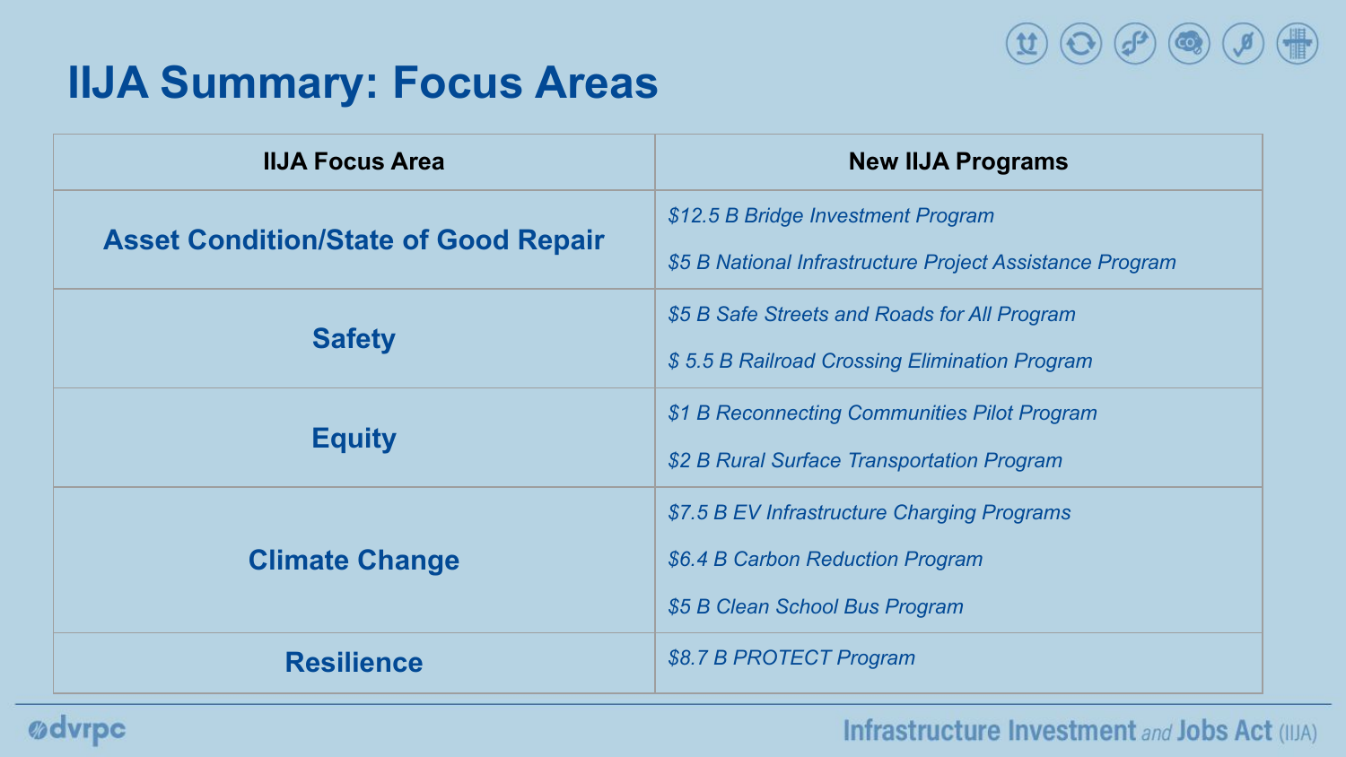# IIJA Summary: Focus Areas

| IIJA Focus Area | New IIJA Programs |
|---|---|
| **Asset Condition/State of Good Repair** | *$12.5 B Bridge Investment Program*<br>*$5 B National Infrastructure Project Assistance Program* |
| **Safety** | *$5 B Safe Streets and Roads for All Program*<br>*$ 5.5 B Railroad Crossing Elimination Program* |
| **Equity** | *$1 B Reconnecting Communities Pilot Program*<br>*$2 B Rural Surface Transportation Program* |
| **Climate Change** | *$7.5 B EV Infrastructure Charging Programs*<br>*$6.4 B Carbon Reduction Program*<br>*$5 B Clean School Bus Program* |
| **Resilience** | *$8.7 B PROTECT Program* |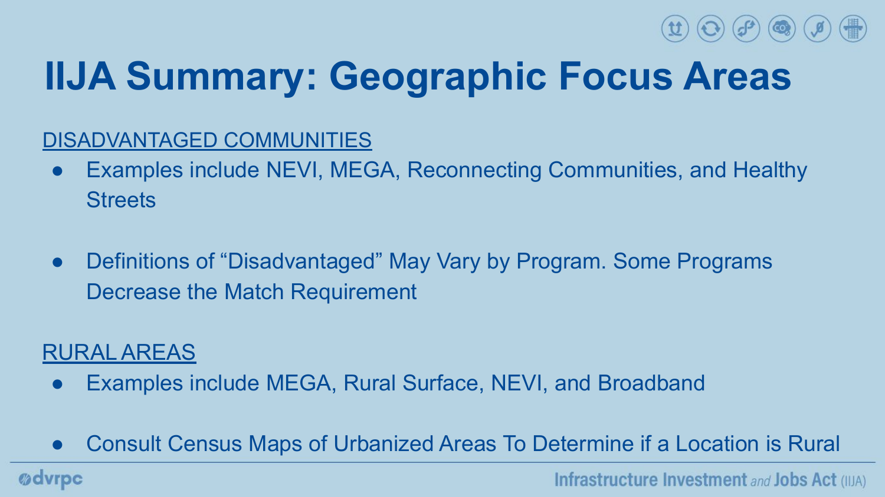# IIJA Summary: Geographic Focus Areas

DISADVANTAGED COMMUNITIES

- Examples include NEVI, MEGA, Reconnecting Communities, and Healthy Streets
- Definitions of "Disadvantaged" May Vary by Program. Some Programs Decrease the Match Requirement

RURAL AREAS

- Examples include MEGA, Rural Surface, NEVI, and Broadband
- Consult Census Maps of Urbanized Areas To Determine if a Location is Rural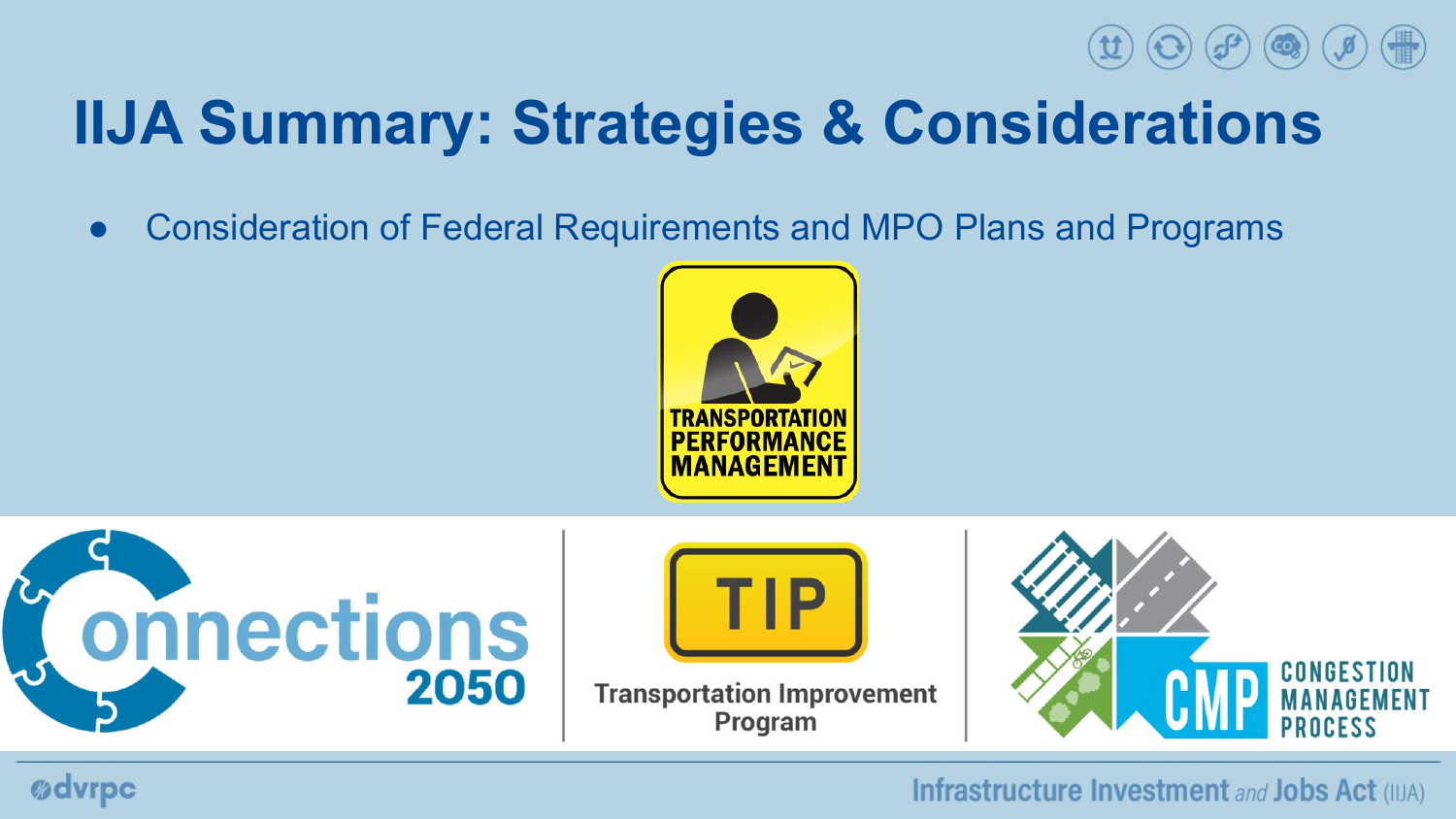# IIJA Summary: Strategies & Considerations

- Consideration of Federal Requirements and MPO Plans and Programs

TRANSPORTATION PERFORMANCE MANAGEMENT

Connections 2050

TIP

Transportation Improvement Program

CMP CONGESTION MANAGEMENT PROCESS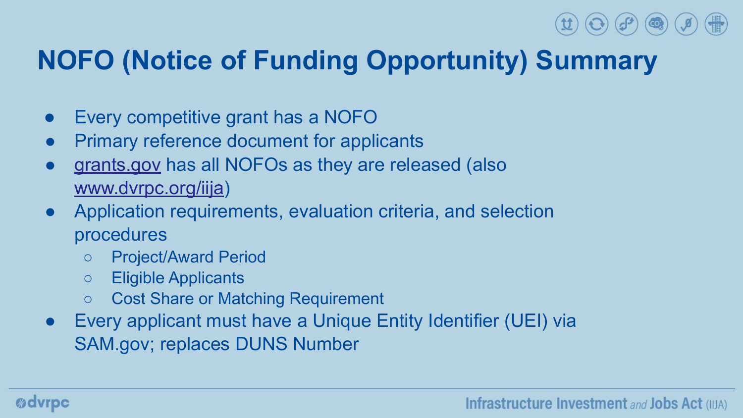# NOFO (Notice of Funding Opportunity) Summary

- Every competitive grant has a NOFO
- Primary reference document for applicants
- [grants.gov](grants.gov) has all NOFOs as they are released (also [www.dvrpc.org/iija](www.dvrpc.org/iija))
- Application requirements, evaluation criteria, and selection procedures
  - Project/Award Period
  - Eligible Applicants
  - Cost Share or Matching Requirement
- Every applicant must have a Unique Entity Identifier (UEI) via SAM.gov; replaces DUNS Number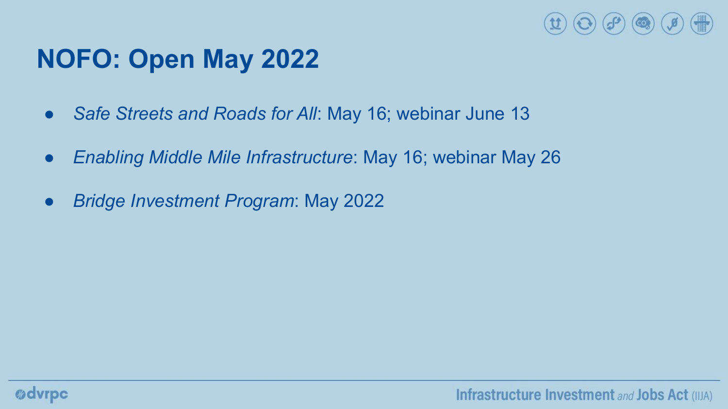# NOFO: Open May 2022

- *Safe Streets and Roads for All*: May 16; webinar June 13
- *Enabling Middle Mile Infrastructure*: May 16; webinar May 26
- *Bridge Investment Program*: May 2022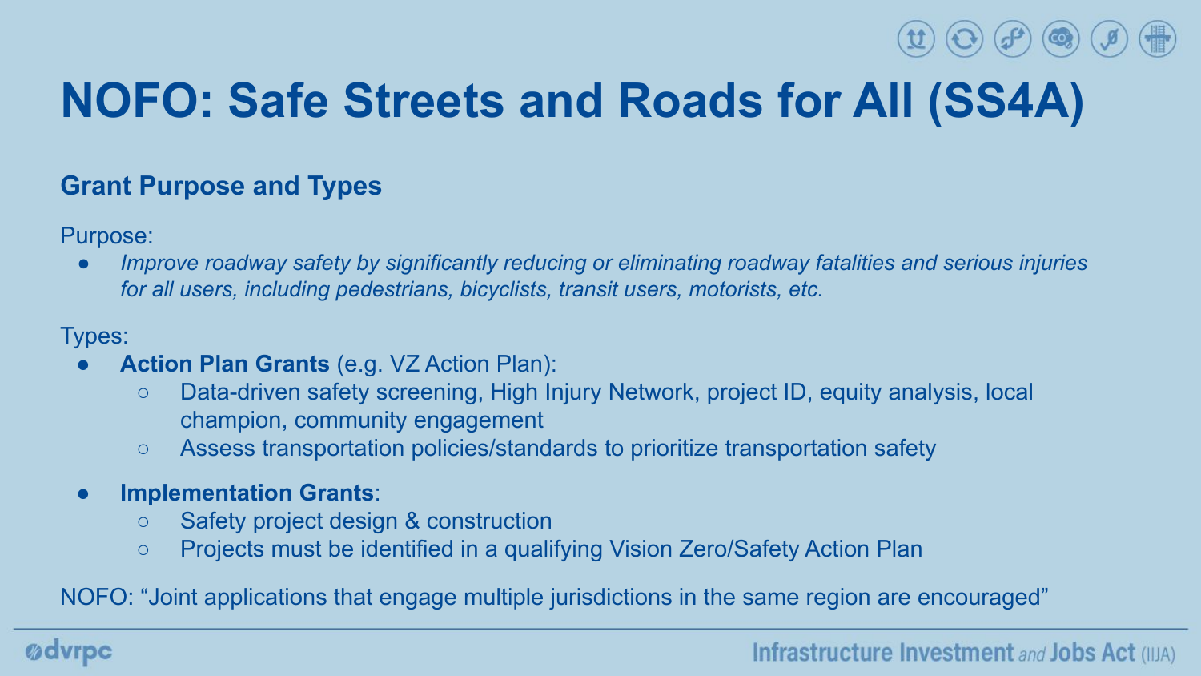# NOFO: Safe Streets and Roads for All (SS4A)

## Grant Purpose and Types

Purpose:

- *Improve roadway safety by significantly reducing or eliminating roadway fatalities and serious injuries for all users, including pedestrians, bicyclists, transit users, motorists, etc.*

Types:

- **Action Plan Grants** (e.g. VZ Action Plan):
  - Data-driven safety screening, High Injury Network, project ID, equity analysis, local champion, community engagement
  - Assess transportation policies/standards to prioritize transportation safety
- **Implementation Grants**:
  - Safety project design & construction
  - Projects must be identified in a qualifying Vision Zero/Safety Action Plan

NOFO: "Joint applications that engage multiple jurisdictions in the same region are encouraged"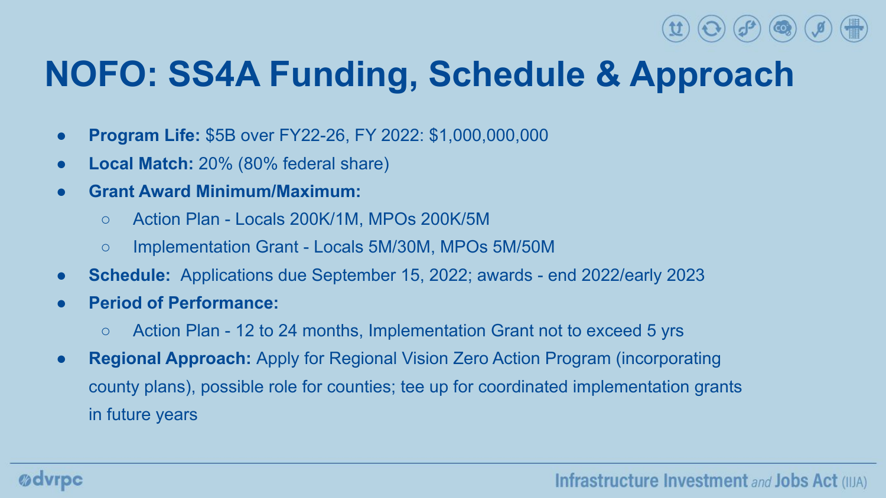# NOFO: SS4A Funding, Schedule & Approach

- **Program Life:** $5B over FY22-26, FY 2022: $1,000,000,000
- **Local Match:** 20% (80% federal share)
- **Grant Award Minimum/Maximum:**
  - Action Plan - Locals 200K/1M, MPOs 200K/5M
  - Implementation Grant - Locals 5M/30M, MPOs 5M/50M
- **Schedule:** Applications due September 15, 2022; awards - end 2022/early 2023
- **Period of Performance:**
  - Action Plan - 12 to 24 months, Implementation Grant not to exceed 5 yrs
- **Regional Approach:** Apply for Regional Vision Zero Action Program (incorporating county plans), possible role for counties; tee up for coordinated implementation grants in future years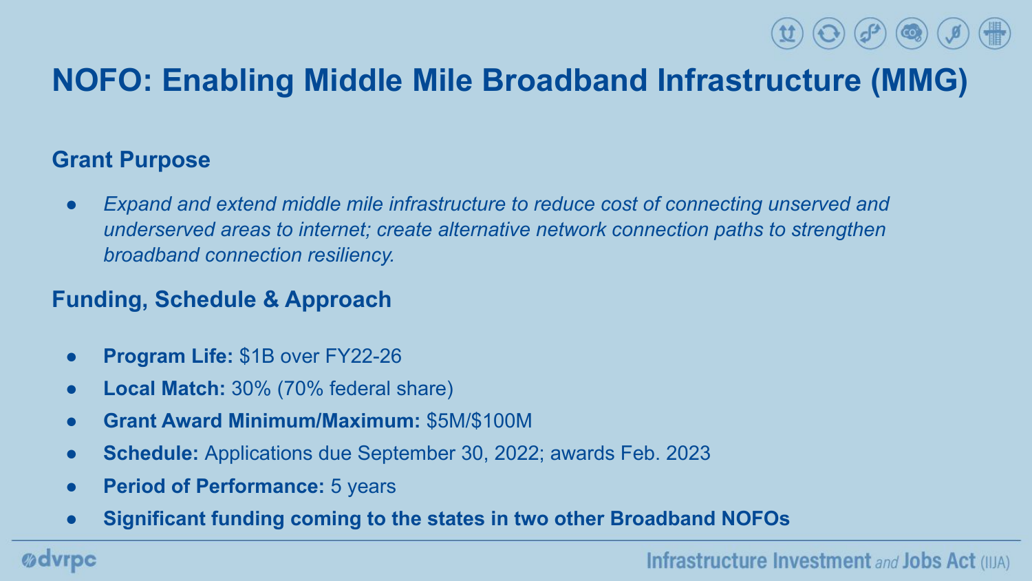# NOFO: Enabling Middle Mile Broadband Infrastructure (MMG)

## Grant Purpose

- *Expand and extend middle mile infrastructure to reduce cost of connecting unserved and underserved areas to internet; create alternative network connection paths to strengthen broadband connection resiliency.*

## Funding, Schedule & Approach

- **Program Life:** $1B over FY22-26
- **Local Match:** 30% (70% federal share)
- **Grant Award Minimum/Maximum:** $5M/$100M
- **Schedule:** Applications due September 30, 2022; awards Feb. 2023
- **Period of Performance:** 5 years
- **Significant funding coming to the states in two other Broadband NOFOs**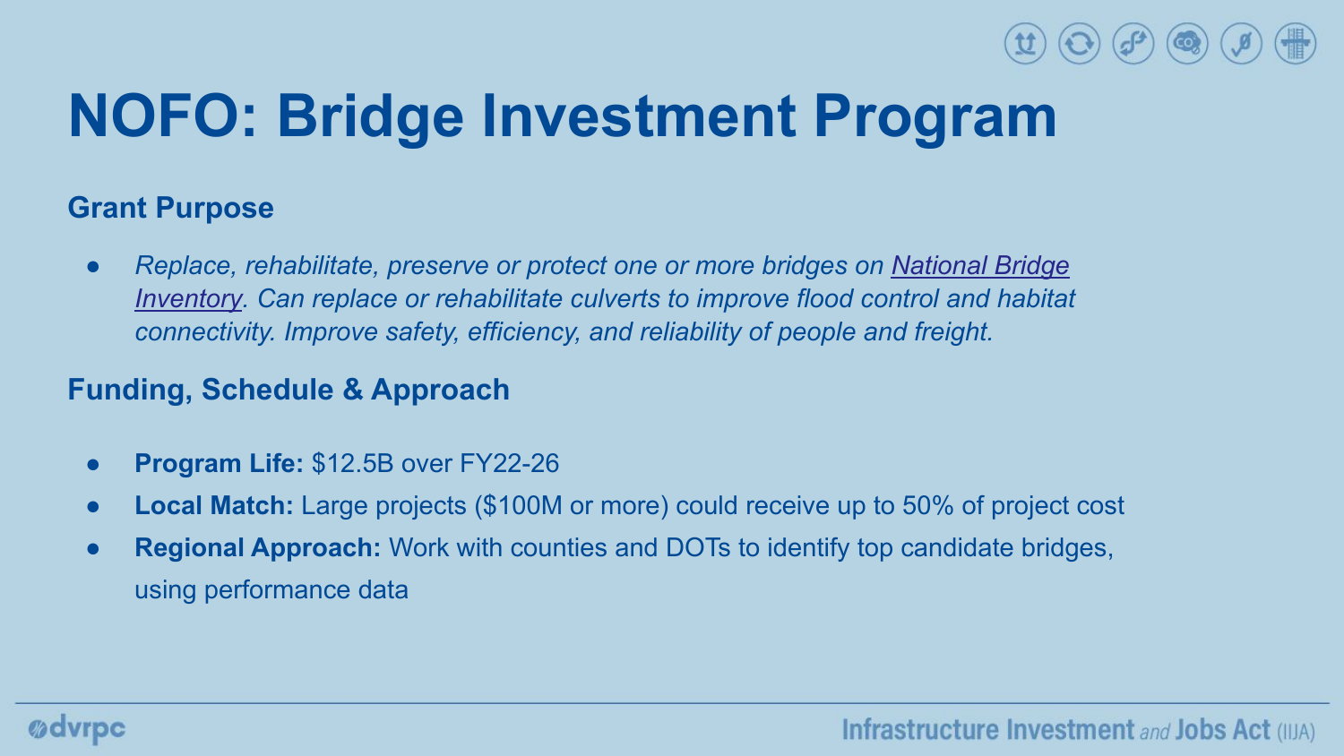# NOFO: Bridge Investment Program

## Grant Purpose

- *Replace, rehabilitate, preserve or protect one or more bridges on [National Bridge Inventory](). Can replace or rehabilitate culverts to improve flood control and habitat connectivity. Improve safety, efficiency, and reliability of people and freight.*

## Funding, Schedule & Approach

- **Program Life:** $12.5B over FY22-26
- **Local Match:** Large projects ($100M or more) could receive up to 50% of project cost
- **Regional Approach:** Work with counties and DOTs to identify top candidate bridges, using performance data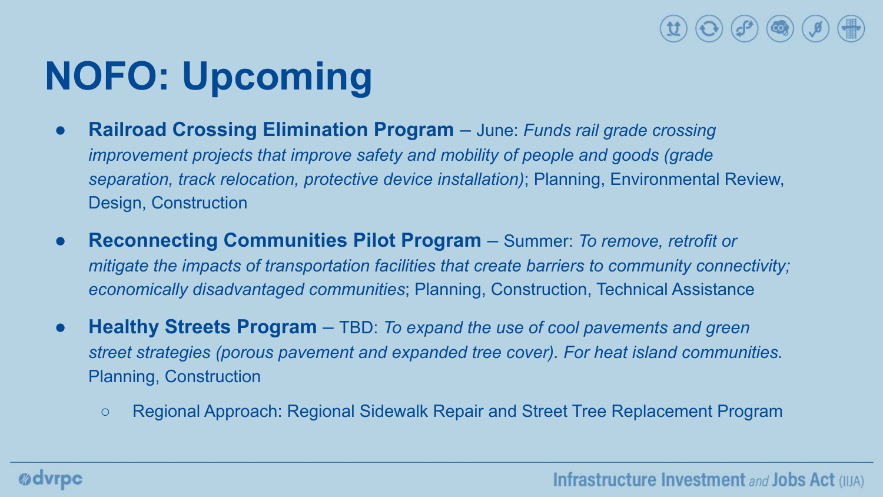# NOFO: Upcoming

- **Railroad Crossing Elimination Program** – June: *Funds rail grade crossing improvement projects that improve safety and mobility of people and goods (grade separation, track relocation, protective device installation)*; Planning, Environmental Review, Design, Construction
- **Reconnecting Communities Pilot Program** – Summer: *To remove, retrofit or mitigate the impacts of transportation facilities that create barriers to community connectivity; economically disadvantaged communities*; Planning, Construction, Technical Assistance
- **Healthy Streets Program** – TBD: *To expand the use of cool pavements and green street strategies (porous pavement and expanded tree cover). For heat island communities.* Planning, Construction
  - Regional Approach: Regional Sidewalk Repair and Street Tree Replacement Program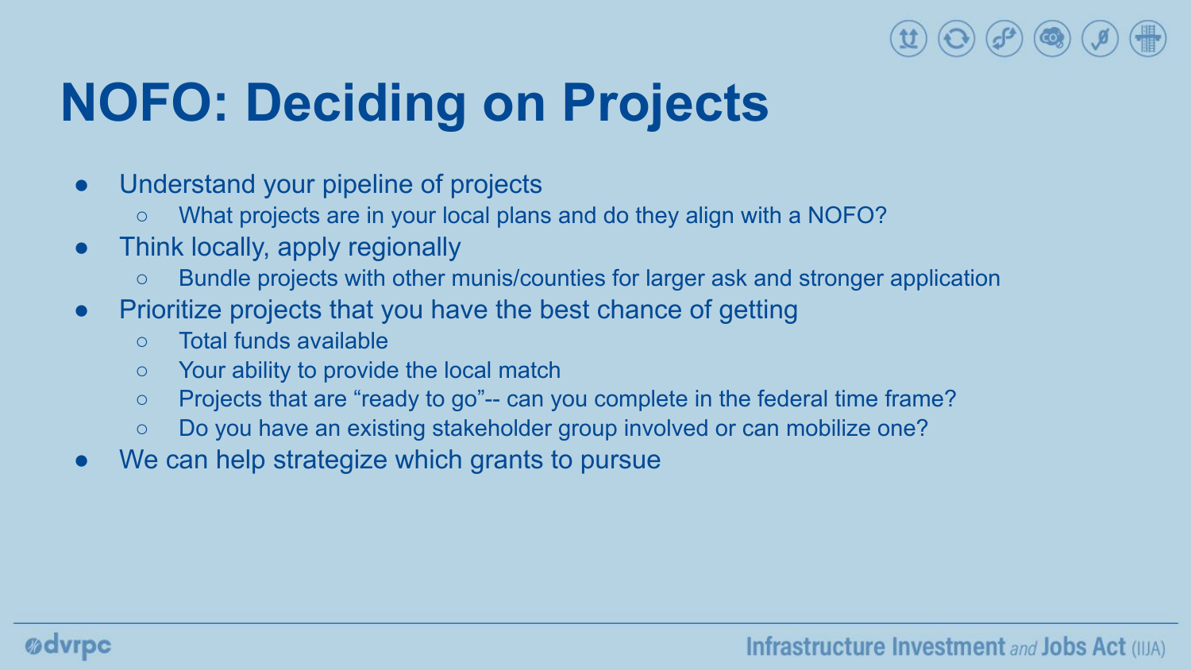# NOFO: Deciding on Projects

- Understand your pipeline of projects
  - What projects are in your local plans and do they align with a NOFO?
- Think locally, apply regionally
  - Bundle projects with other munis/counties for larger ask and stronger application
- Prioritize projects that you have the best chance of getting
  - Total funds available
  - Your ability to provide the local match
  - Projects that are "ready to go"-- can you complete in the federal time frame?
  - Do you have an existing stakeholder group involved or can mobilize one?
- We can help strategize which grants to pursue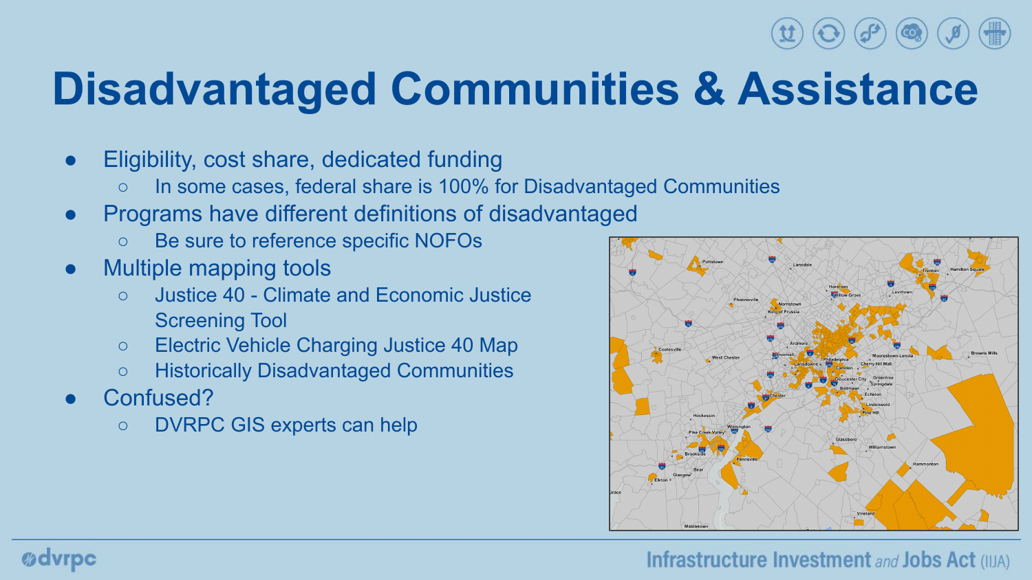# Disadvantaged Communities & Assistance

- Eligibility, cost share, dedicated funding
  - In some cases, federal share is 100% for Disadvantaged Communities
- Programs have different definitions of disadvantaged
  - Be sure to reference specific NOFOs
- Multiple mapping tools
  - Justice 40 - Climate and Economic Justice Screening Tool
  - Electric Vehicle Charging Justice 40 Map
  - Historically Disadvantaged Communities
- Confused?
  - DVRPC GIS experts can help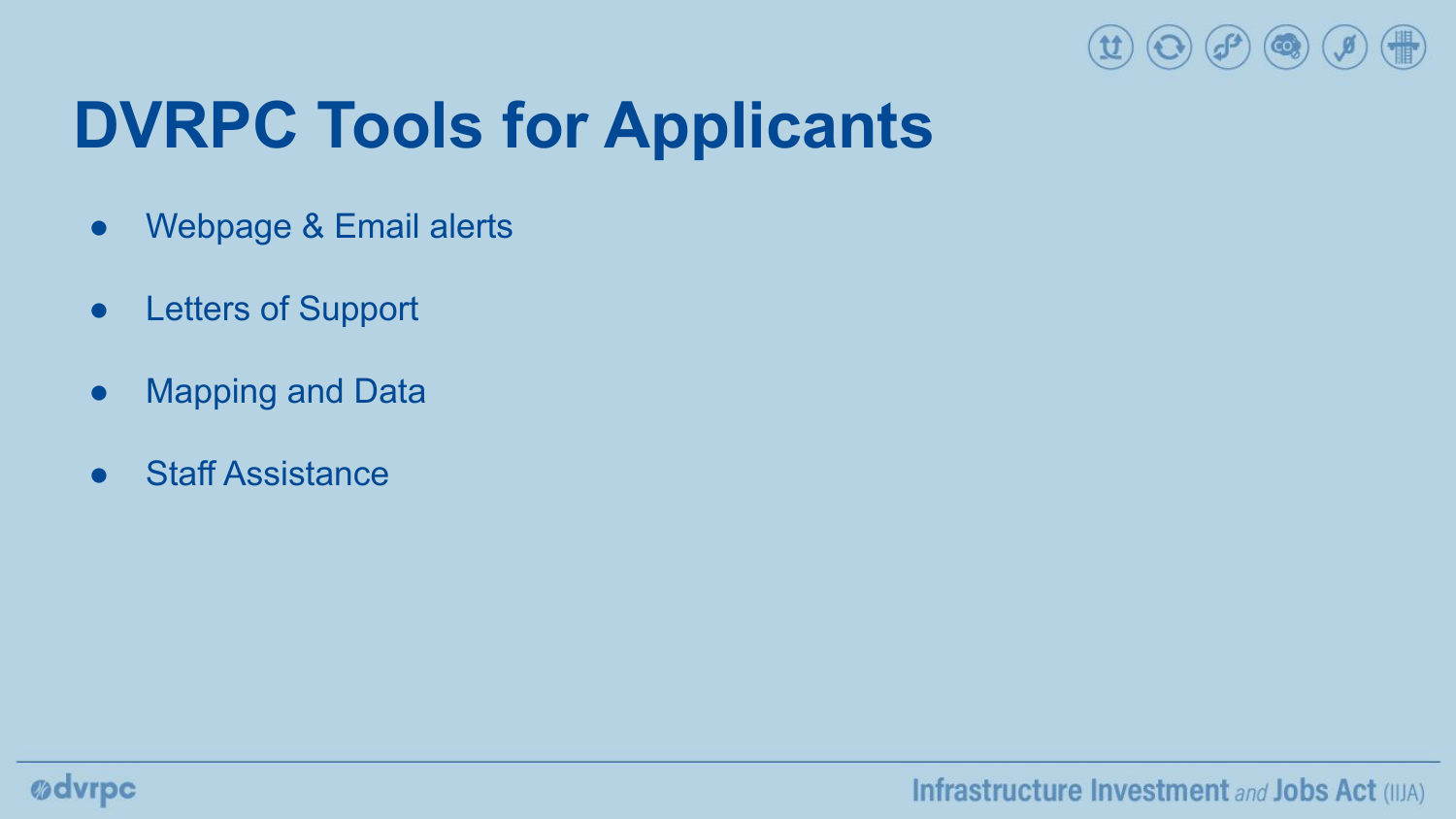# DVRPC Tools for Applicants

- Webpage & Email alerts
- Letters of Support
- Mapping and Data
- Staff Assistance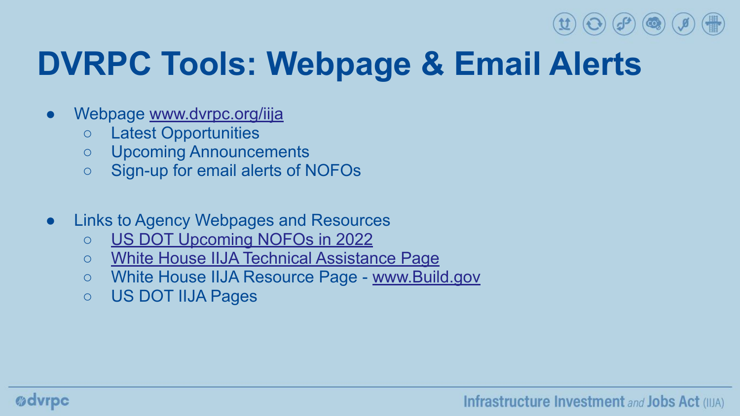# DVRPC Tools: Webpage & Email Alerts

- Webpage www.dvrpc.org/iija
  - Latest Opportunities
  - Upcoming Announcements
  - Sign-up for email alerts of NOFOs

- Links to Agency Webpages and Resources
  - US DOT Upcoming NOFOs in 2022
  - White House IIJA Technical Assistance Page
  - White House IIJA Resource Page - www.Build.gov
  - US DOT IIJA Pages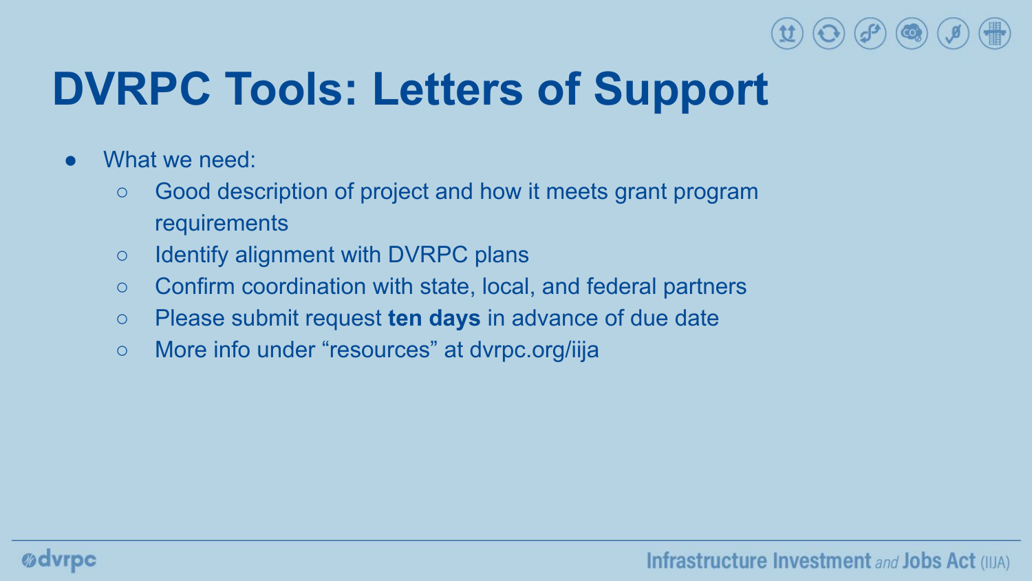# DVRPC Tools: Letters of Support

- What we need:
  - Good description of project and how it meets grant program requirements
  - Identify alignment with DVRPC plans
  - Confirm coordination with state, local, and federal partners
  - Please submit request **ten days** in advance of due date
  - More info under “resources” at dvrpc.org/iija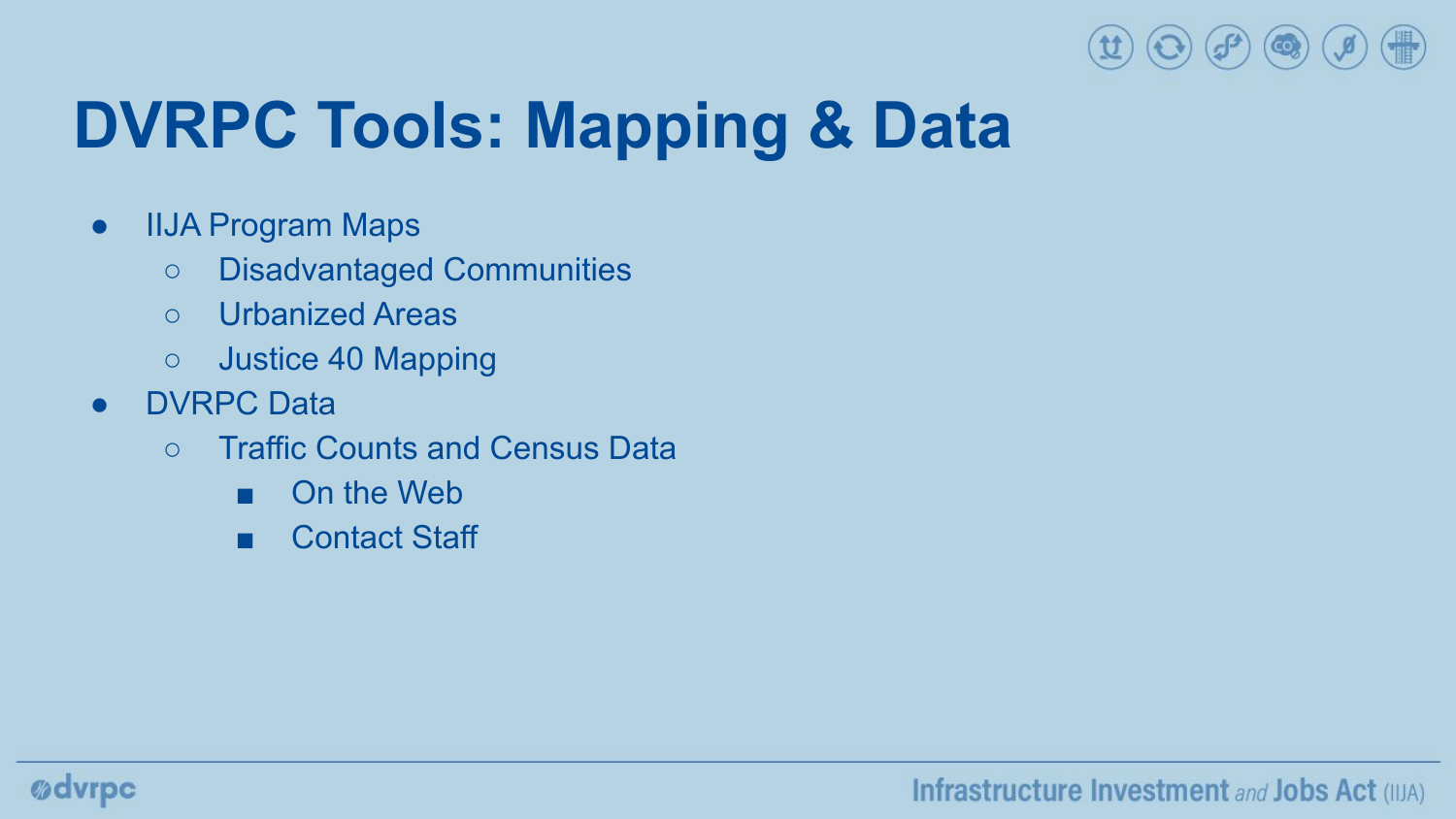# DVRPC Tools: Mapping & Data

- IIJA Program Maps
  - Disadvantaged Communities
  - Urbanized Areas
  - Justice 40 Mapping
- DVRPC Data
  - Traffic Counts and Census Data
    - On the Web
    - Contact Staff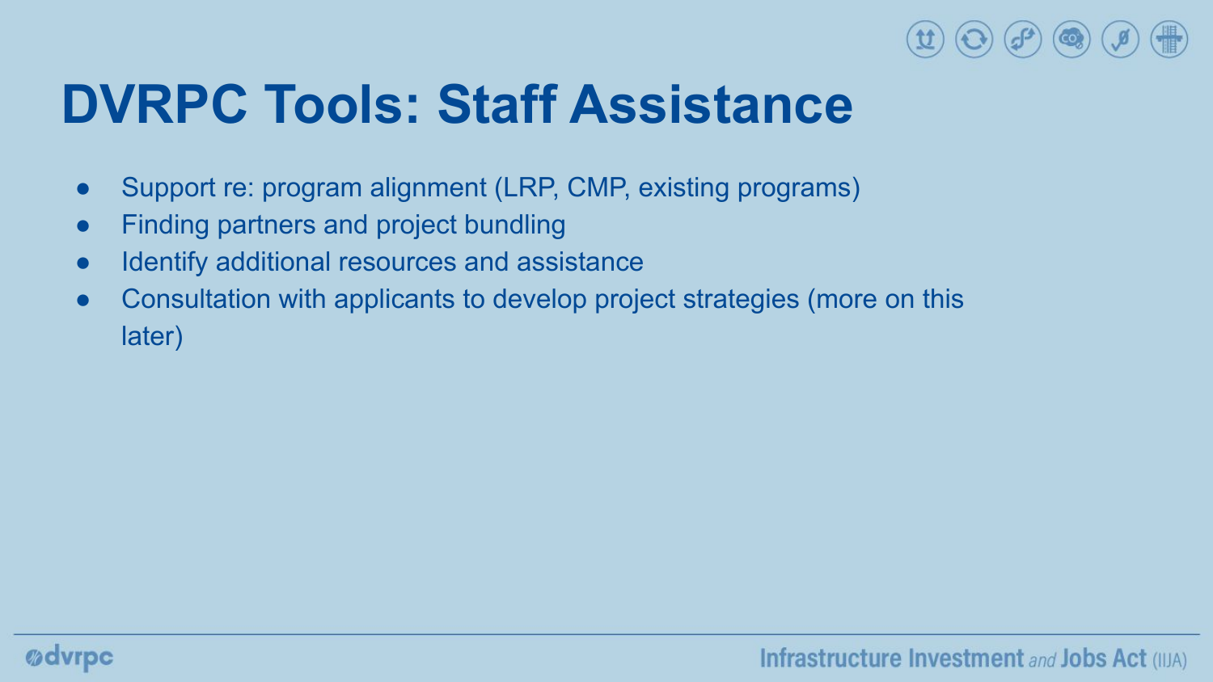# DVRPC Tools: Staff Assistance

- Support re: program alignment (LRP, CMP, existing programs)
- Finding partners and project bundling
- Identify additional resources and assistance
- Consultation with applicants to develop project strategies (more on this later)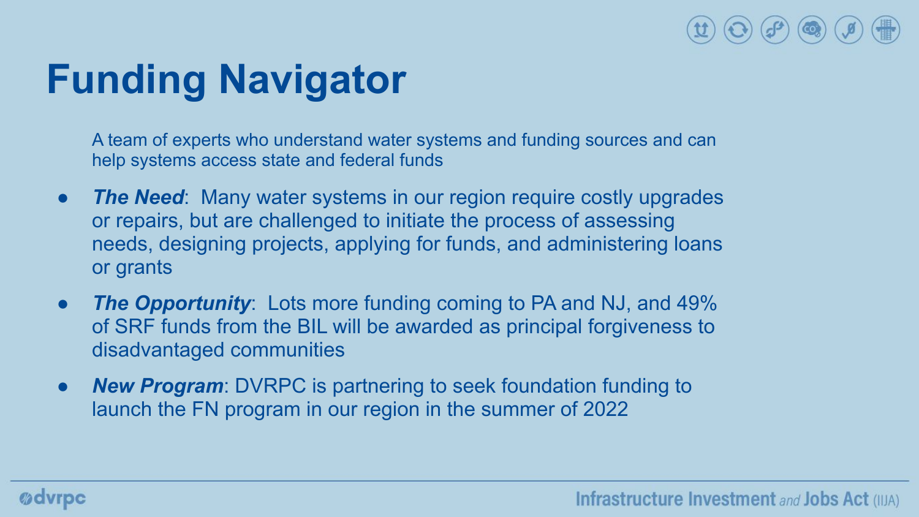# Funding Navigator

A team of experts who understand water systems and funding sources and can help systems access state and federal funds

- ***The Need***: Many water systems in our region require costly upgrades or repairs, but are challenged to initiate the process of assessing needs, designing projects, applying for funds, and administering loans or grants
- ***The Opportunity***: Lots more funding coming to PA and NJ, and 49% of SRF funds from the BIL will be awarded as principal forgiveness to disadvantaged communities
- ***New Program***: DVRPC is partnering to seek foundation funding to launch the FN program in our region in the summer of 2022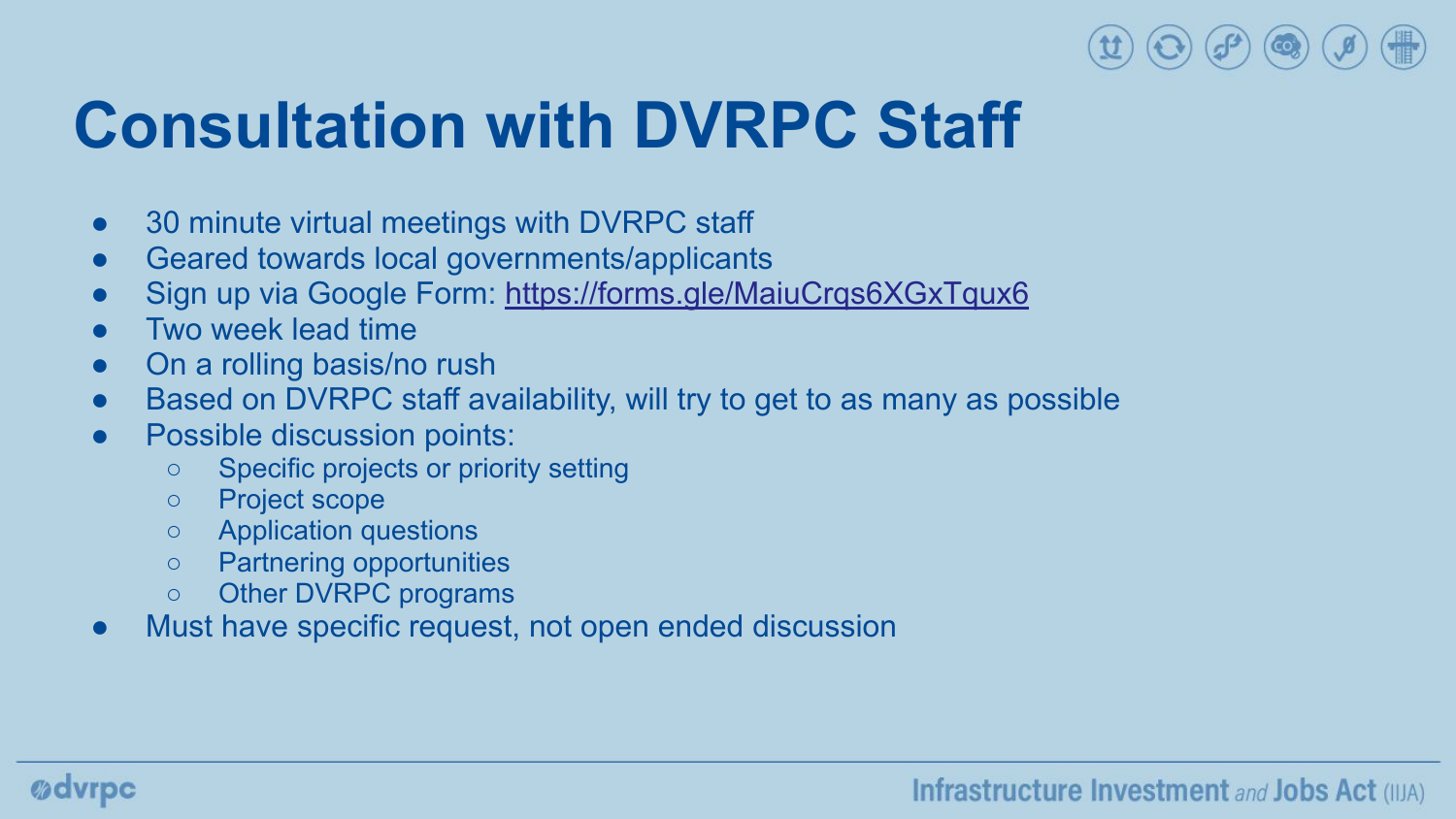# Consultation with DVRPC Staff

- 30 minute virtual meetings with DVRPC staff
- Geared towards local governments/applicants
- Sign up via Google Form: [https://forms.gle/MaiuCrqs6XGxTqux6](https://forms.gle/MaiuCrqs6XGxTqux6)
- Two week lead time
- On a rolling basis/no rush
- Based on DVRPC staff availability, will try to get to as many as possible
- Possible discussion points:
  - Specific projects or priority setting
  - Project scope
  - Application questions
  - Partnering opportunities
  - Other DVRPC programs
- Must have specific request, not open ended discussion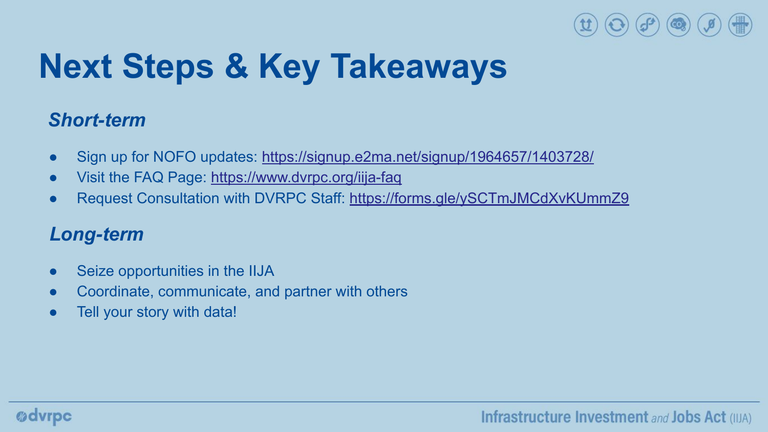# Next Steps & Key Takeaways

### *Short-term*

- Sign up for NOFO updates: https://signup.e2ma.net/signup/1964657/1403728/
- Visit the FAQ Page: https://www.dvrpc.org/iija-faq
- Request Consultation with DVRPC Staff: https://forms.gle/ySCTmJMCdXvKUmmZ9

### *Long-term*

- Seize opportunities in the IIJA
- Coordinate, communicate, and partner with others
- Tell your story with data!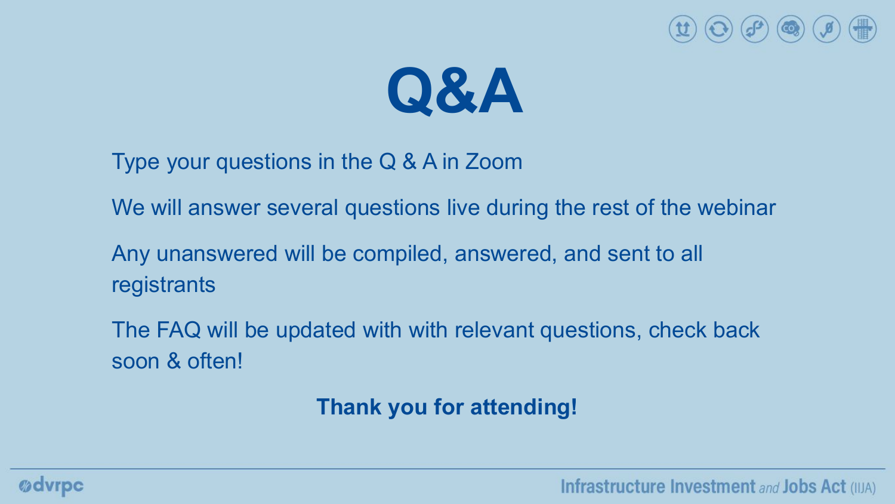# Q&A

Type your questions in the Q & A in Zoom

We will answer several questions live during the rest of the webinar

Any unanswered will be compiled, answered, and sent to all registrants

The FAQ will be updated with with relevant questions, check back soon & often!

**Thank you for attending!**